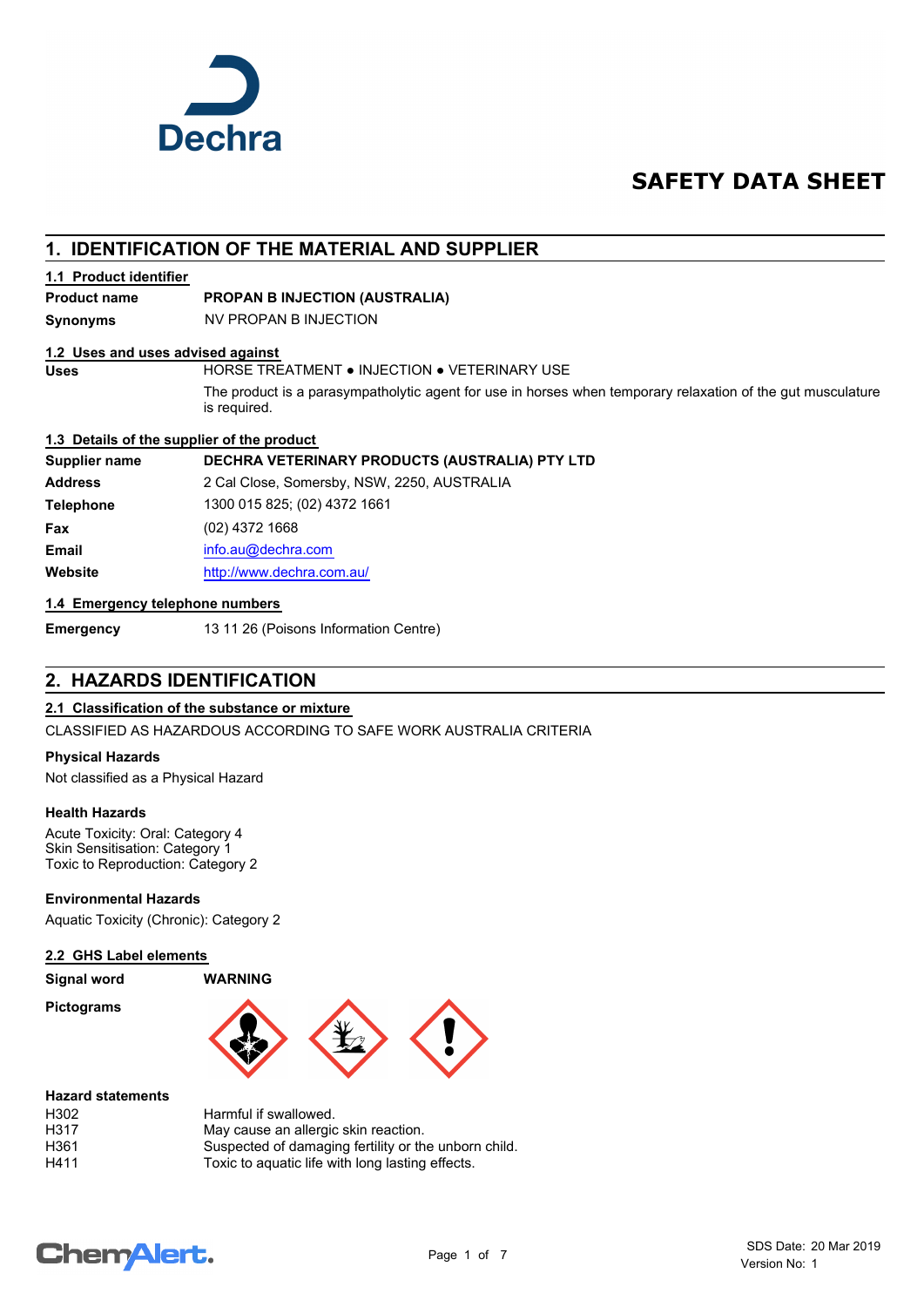Dechra

# SAFETY DATA SHEET

## 1. IDENTIFICATION OF THE MATERIAL AND SUPPLIER

### 1.1 Product identifier

**Product name** **PROPAN B INJECTION (AUSTRALIA)**

**Synonyms** NV PROPAN B INJECTION

### 1.2 Uses and uses advised against

**Uses** HORSE TREATMENT ● INJECTION ● VETERINARY USE

The product is a parasympatholytic agent for use in horses when temporary relaxation of the gut musculature is required.

### 1.3 Details of the supplier of the product

| | |
|---|---|
| **Supplier name** | **DECHRA VETERINARY PRODUCTS (AUSTRALIA) PTY LTD** |
| **Address** | 2 Cal Close, Somersby, NSW, 2250, AUSTRALIA |
| **Telephone** | 1300 015 825; (02) 4372 1661 |
| **Fax** | (02) 4372 1668 |
| **Email** | info.au@dechra.com |
| **Website** | http://www.dechra.com.au/ |

### 1.4 Emergency telephone numbers

**Emergency** 13 11 26 (Poisons Information Centre)

## 2. HAZARDS IDENTIFICATION

### 2.1 Classification of the substance or mixture

CLASSIFIED AS HAZARDOUS ACCORDING TO SAFE WORK AUSTRALIA CRITERIA

**Physical Hazards**

Not classified as a Physical Hazard

**Health Hazards**

Acute Toxicity: Oral: Category 4
Skin Sensitisation: Category 1
Toxic to Reproduction: Category 2

**Environmental Hazards**

Aquatic Toxicity (Chronic): Category 2

### 2.2 GHS Label elements

**Signal word** **WARNING**

**Pictograms**

**Hazard statements**

| | |
|---|---|
| H302 | Harmful if swallowed. |
| H317 | May cause an allergic skin reaction. |
| H361 | Suspected of damaging fertility or the unborn child. |
| H411 | Toxic to aquatic life with long lasting effects. |

SDS Date: 20 Mar 2019
Version No: 1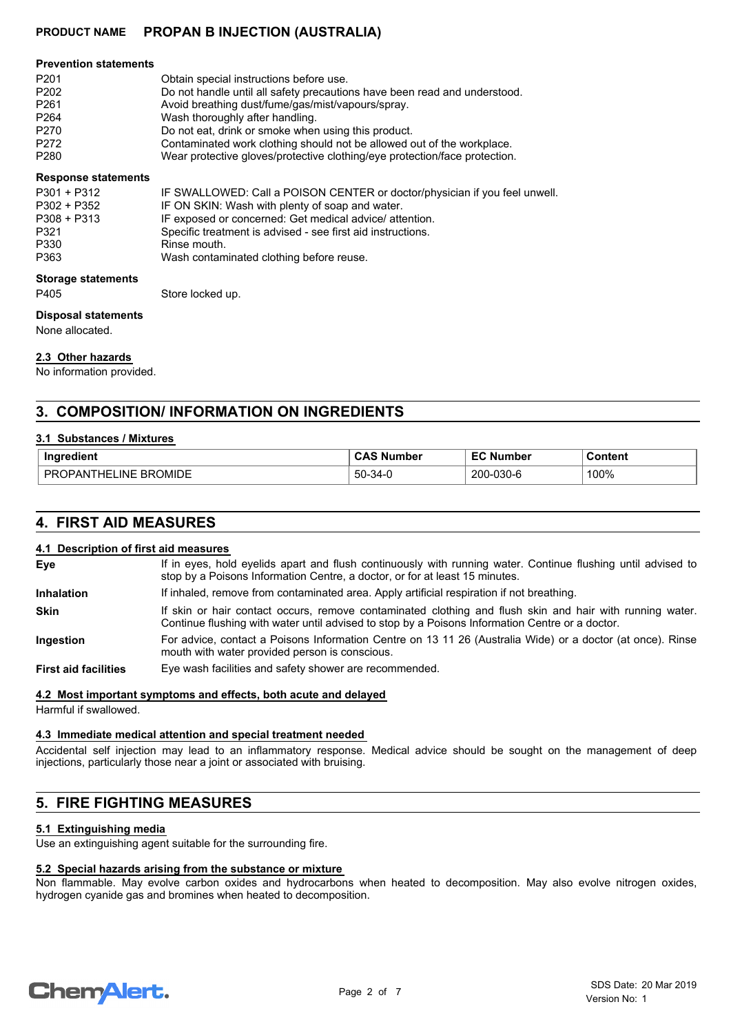**Prevention statements**

| | |
|---|---|
| P201 | Obtain special instructions before use. |
| P202 | Do not handle until all safety precautions have been read and understood. |
| P261 | Avoid breathing dust/fume/gas/mist/vapours/spray. |
| P264 | Wash thoroughly after handling. |
| P270 | Do not eat, drink or smoke when using this product. |
| P272 | Contaminated work clothing should not be allowed out of the workplace. |
| P280 | Wear protective gloves/protective clothing/eye protection/face protection. |

**Response statements**

| | |
|---|---|
| P301 + P312 | IF SWALLOWED: Call a POISON CENTER or doctor/physician if you feel unwell. |
| P302 + P352 | IF ON SKIN: Wash with plenty of soap and water. |
| P308 + P313 | IF exposed or concerned: Get medical advice/ attention. |
| P321 | Specific treatment is advised - see first aid instructions. |
| P330 | Rinse mouth. |
| P363 | Wash contaminated clothing before reuse. |

**Storage statements**

| | |
|---|---|
| P405 | Store locked up. |

**Disposal statements**

None allocated.

### 2.3 Other hazards

No information provided.

## 3. COMPOSITION/ INFORMATION ON INGREDIENTS

### 3.1 Substances / Mixtures

| Ingredient | CAS Number | EC Number | Content |
|---|---|---|---|
| PROPANTHELINE BROMIDE | 50-34-0 | 200-030-6 | 100% |

## 4. FIRST AID MEASURES

### 4.1 Description of first aid measures

**Eye** If in eyes, hold eyelids apart and flush continuously with running water. Continue flushing until advised to stop by a Poisons Information Centre, a doctor, or for at least 15 minutes.

**Inhalation** If inhaled, remove from contaminated area. Apply artificial respiration if not breathing.

**Skin** If skin or hair contact occurs, remove contaminated clothing and flush skin and hair with running water. Continue flushing with water until advised to stop by a Poisons Information Centre or a doctor.

**Ingestion** For advice, contact a Poisons Information Centre on 13 11 26 (Australia Wide) or a doctor (at once). Rinse mouth with water provided person is conscious.

**First aid facilities** Eye wash facilities and safety shower are recommended.

### 4.2 Most important symptoms and effects, both acute and delayed

Harmful if swallowed.

### 4.3 Immediate medical attention and special treatment needed

Accidental self injection may lead to an inflammatory response. Medical advice should be sought on the management of deep injections, particularly those near a joint or associated with bruising.

## 5. FIRE FIGHTING MEASURES

### 5.1 Extinguishing media

Use an extinguishing agent suitable for the surrounding fire.

### 5.2 Special hazards arising from the substance or mixture

Non flammable. May evolve carbon oxides and hydrocarbons when heated to decomposition. May also evolve nitrogen oxides, hydrogen cyanide gas and bromines when heated to decomposition.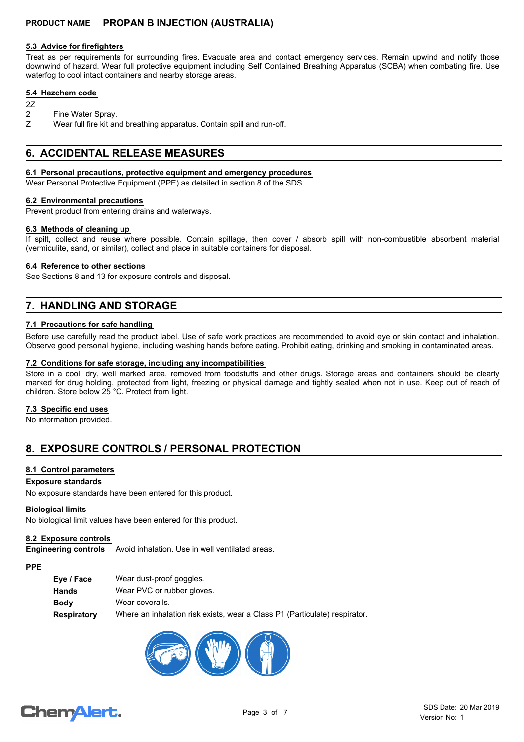### 5.3 Advice for firefighters

Treat as per requirements for surrounding fires. Evacuate area and contact emergency services. Remain upwind and notify those downwind of hazard. Wear full protective equipment including Self Contained Breathing Apparatus (SCBA) when combating fire. Use waterfog to cool intact containers and nearby storage areas.

### 5.4 Hazchem code

2Z

2 Fine Water Spray.

Z Wear full fire kit and breathing apparatus. Contain spill and run-off.

## 6. ACCIDENTAL RELEASE MEASURES

### 6.1 Personal precautions, protective equipment and emergency procedures

Wear Personal Protective Equipment (PPE) as detailed in section 8 of the SDS.

### 6.2 Environmental precautions

Prevent product from entering drains and waterways.

### 6.3 Methods of cleaning up

If spilt, collect and reuse where possible. Contain spillage, then cover / absorb spill with non-combustible absorbent material (vermiculite, sand, or similar), collect and place in suitable containers for disposal.

### 6.4 Reference to other sections

See Sections 8 and 13 for exposure controls and disposal.

## 7. HANDLING AND STORAGE

### 7.1 Precautions for safe handling

Before use carefully read the product label. Use of safe work practices are recommended to avoid eye or skin contact and inhalation. Observe good personal hygiene, including washing hands before eating. Prohibit eating, drinking and smoking in contaminated areas.

### 7.2 Conditions for safe storage, including any incompatibilities

Store in a cool, dry, well marked area, removed from foodstuffs and other drugs. Storage areas and containers should be clearly marked for drug holding, protected from light, freezing or physical damage and tightly sealed when not in use. Keep out of reach of children. Store below 25 °C. Protect from light.

### 7.3 Specific end uses

No information provided.

## 8. EXPOSURE CONTROLS / PERSONAL PROTECTION

### 8.1 Control parameters

**Exposure standards**

No exposure standards have been entered for this product.

**Biological limits**

No biological limit values have been entered for this product.

### 8.2 Exposure controls

**Engineering controls** Avoid inhalation. Use in well ventilated areas.

**PPE**

| | |
|---|---|
| **Eye / Face** | Wear dust-proof goggles. |
| **Hands** | Wear PVC or rubber gloves. |
| **Body** | Wear coveralls. |
| **Respiratory** | Where an inhalation risk exists, wear a Class P1 (Particulate) respirator. |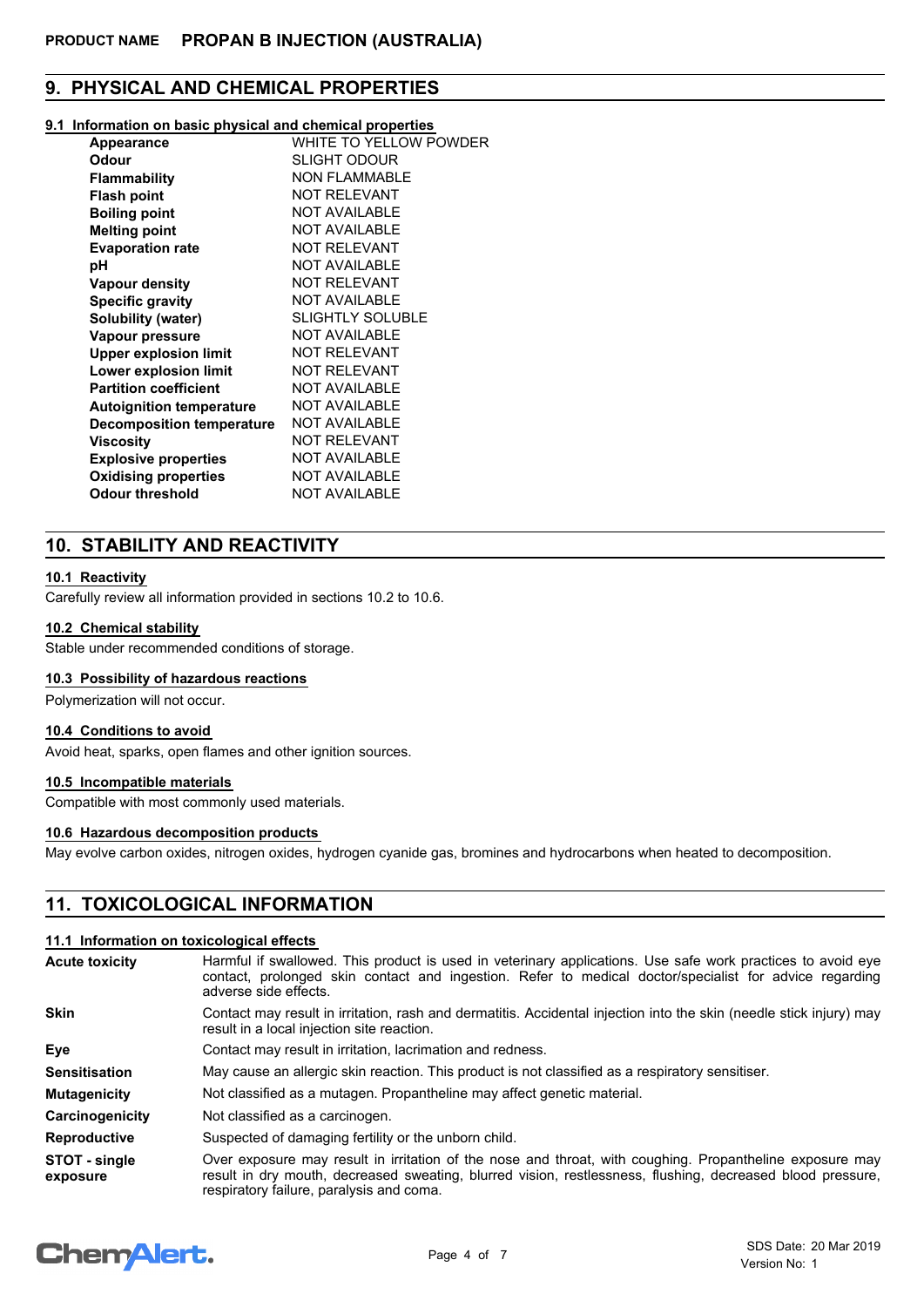## 9. PHYSICAL AND CHEMICAL PROPERTIES

### 9.1 Information on basic physical and chemical properties

| Property | Value |
|---|---|
| **Appearance** | WHITE TO YELLOW POWDER |
| **Odour** | SLIGHT ODOUR |
| **Flammability** | NON FLAMMABLE |
| **Flash point** | NOT RELEVANT |
| **Boiling point** | NOT AVAILABLE |
| **Melting point** | NOT AVAILABLE |
| **Evaporation rate** | NOT RELEVANT |
| **pH** | NOT AVAILABLE |
| **Vapour density** | NOT RELEVANT |
| **Specific gravity** | NOT AVAILABLE |
| **Solubility (water)** | SLIGHTLY SOLUBLE |
| **Vapour pressure** | NOT AVAILABLE |
| **Upper explosion limit** | NOT RELEVANT |
| **Lower explosion limit** | NOT RELEVANT |
| **Partition coefficient** | NOT AVAILABLE |
| **Autoignition temperature** | NOT AVAILABLE |
| **Decomposition temperature** | NOT AVAILABLE |
| **Viscosity** | NOT RELEVANT |
| **Explosive properties** | NOT AVAILABLE |
| **Oxidising properties** | NOT AVAILABLE |
| **Odour threshold** | NOT AVAILABLE |

## 10. STABILITY AND REACTIVITY

### 10.1 Reactivity

Carefully review all information provided in sections 10.2 to 10.6.

### 10.2 Chemical stability

Stable under recommended conditions of storage.

### 10.3 Possibility of hazardous reactions

Polymerization will not occur.

### 10.4 Conditions to avoid

Avoid heat, sparks, open flames and other ignition sources.

### 10.5 Incompatible materials

Compatible with most commonly used materials.

### 10.6 Hazardous decomposition products

May evolve carbon oxides, nitrogen oxides, hydrogen cyanide gas, bromines and hydrocarbons when heated to decomposition.

## 11. TOXICOLOGICAL INFORMATION

### 11.1 Information on toxicological effects

| Effect | Information |
|---|---|
| **Acute toxicity** | Harmful if swallowed. This product is used in veterinary applications. Use safe work practices to avoid eye contact, prolonged skin contact and ingestion. Refer to medical doctor/specialist for advice regarding adverse side effects. |
| **Skin** | Contact may result in irritation, rash and dermatitis. Accidental injection into the skin (needle stick injury) may result in a local injection site reaction. |
| **Eye** | Contact may result in irritation, lacrimation and redness. |
| **Sensitisation** | May cause an allergic skin reaction. This product is not classified as a respiratory sensitiser. |
| **Mutagenicity** | Not classified as a mutagen. Propantheline may affect genetic material. |
| **Carcinogenicity** | Not classified as a carcinogen. |
| **Reproductive** | Suspected of damaging fertility or the unborn child. |
| **STOT - single exposure** | Over exposure may result in irritation of the nose and throat, with coughing. Propantheline exposure may result in dry mouth, decreased sweating, blurred vision, restlessness, flushing, decreased blood pressure, respiratory failure, paralysis and coma. |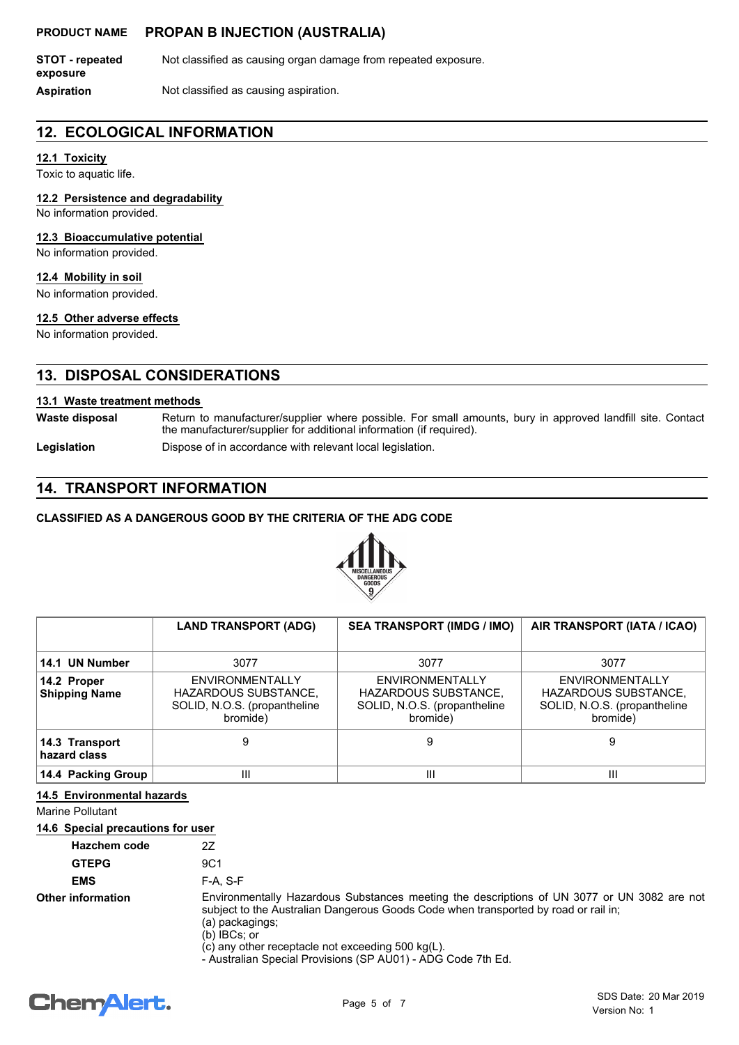**STOT - repeated exposure** Not classified as causing organ damage from repeated exposure.

**Aspiration** Not classified as causing aspiration.

## 12. ECOLOGICAL INFORMATION

### 12.1 Toxicity

Toxic to aquatic life.

### 12.2 Persistence and degradability

No information provided.

### 12.3 Bioaccumulative potential

No information provided.

### 12.4 Mobility in soil

No information provided.

### 12.5 Other adverse effects

No information provided.

## 13. DISPOSAL CONSIDERATIONS

### 13.1 Waste treatment methods

**Waste disposal** Return to manufacturer/supplier where possible. For small amounts, bury in approved landfill site. Contact the manufacturer/supplier for additional information (if required).

**Legislation** Dispose of in accordance with relevant local legislation.

## 14. TRANSPORT INFORMATION

**CLASSIFIED AS A DANGEROUS GOOD BY THE CRITERIA OF THE ADG CODE**

MISCELLANEOUS DANGEROUS GOODS 9

| | LAND TRANSPORT (ADG) | SEA TRANSPORT (IMDG / IMO) | AIR TRANSPORT (IATA / ICAO) |
|---|---|---|---|
| 14.1 UN Number | 3077 | 3077 | 3077 |
| 14.2 Proper Shipping Name | ENVIRONMENTALLY HAZARDOUS SUBSTANCE, SOLID, N.O.S. (propantheline bromide) | ENVIRONMENTALLY HAZARDOUS SUBSTANCE, SOLID, N.O.S. (propantheline bromide) | ENVIRONMENTALLY HAZARDOUS SUBSTANCE, SOLID, N.O.S. (propantheline bromide) |
| 14.3 Transport hazard class | 9 | 9 | 9 |
| 14.4 Packing Group | III | III | III |

### 14.5 Environmental hazards

Marine Pollutant

### 14.6 Special precautions for user

**Hazchem code** 2Z

**GTEPG** 9C1

**EMS** F-A, S-F

**Other information** Environmentally Hazardous Substances meeting the descriptions of UN 3077 or UN 3082 are not subject to the Australian Dangerous Goods Code when transported by road or rail in;
(a) packagings;
(b) IBCs; or
(c) any other receptacle not exceeding 500 kg(L).
- Australian Special Provisions (SP AU01) - ADG Code 7th Ed.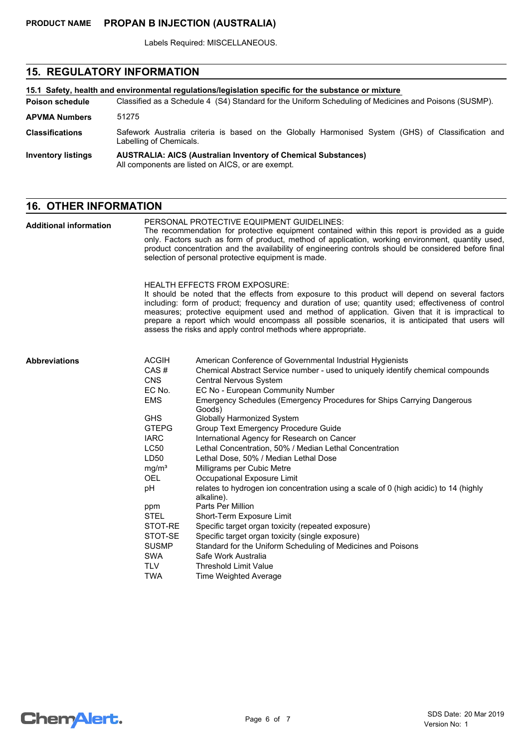Labels Required: MISCELLANEOUS.

## 15. REGULATORY INFORMATION

**15.1 Safety, health and environmental regulations/legislation specific for the substance or mixture**

**Poison schedule** Classified as a Schedule 4 (S4) Standard for the Uniform Scheduling of Medicines and Poisons (SUSMP).

**APVMA Numbers** 51275

**Classifications** Safework Australia criteria is based on the Globally Harmonised System (GHS) of Classification and Labelling of Chemicals.

**Inventory listings** **AUSTRALIA: AICS (Australian Inventory of Chemical Substances)**
All components are listed on AICS, or are exempt.

## 16. OTHER INFORMATION

**Additional information**

PERSONAL PROTECTIVE EQUIPMENT GUIDELINES:
The recommendation for protective equipment contained within this report is provided as a guide only. Factors such as form of product, method of application, working environment, quantity used, product concentration and the availability of engineering controls should be considered before final selection of personal protective equipment is made.

HEALTH EFFECTS FROM EXPOSURE:
It should be noted that the effects from exposure to this product will depend on several factors including: form of product; frequency and duration of use; quantity used; effectiveness of control measures; protective equipment used and method of application. Given that it is impractical to prepare a report which would encompass all possible scenarios, it is anticipated that users will assess the risks and apply control methods where appropriate.

**Abbreviations**

| Abbreviation | Meaning |
|---|---|
| ACGIH | American Conference of Governmental Industrial Hygienists |
| CAS # | Chemical Abstract Service number - used to uniquely identify chemical compounds |
| CNS | Central Nervous System |
| EC No. | EC No - European Community Number |
| EMS | Emergency Schedules (Emergency Procedures for Ships Carrying Dangerous Goods) |
| GHS | Globally Harmonized System |
| GTEPG | Group Text Emergency Procedure Guide |
| IARC | International Agency for Research on Cancer |
| LC50 | Lethal Concentration, 50% / Median Lethal Concentration |
| LD50 | Lethal Dose, 50% / Median Lethal Dose |
| $mg/m^3$ | Milligrams per Cubic Metre |
| OEL | Occupational Exposure Limit |
| pH | relates to hydrogen ion concentration using a scale of 0 (high acidic) to 14 (highly alkaline). |
| ppm | Parts Per Million |
| STEL | Short-Term Exposure Limit |
| STOT-RE | Specific target organ toxicity (repeated exposure) |
| STOT-SE | Specific target organ toxicity (single exposure) |
| SUSMP | Standard for the Uniform Scheduling of Medicines and Poisons |
| SWA | Safe Work Australia |
| TLV | Threshold Limit Value |
| TWA | Time Weighted Average |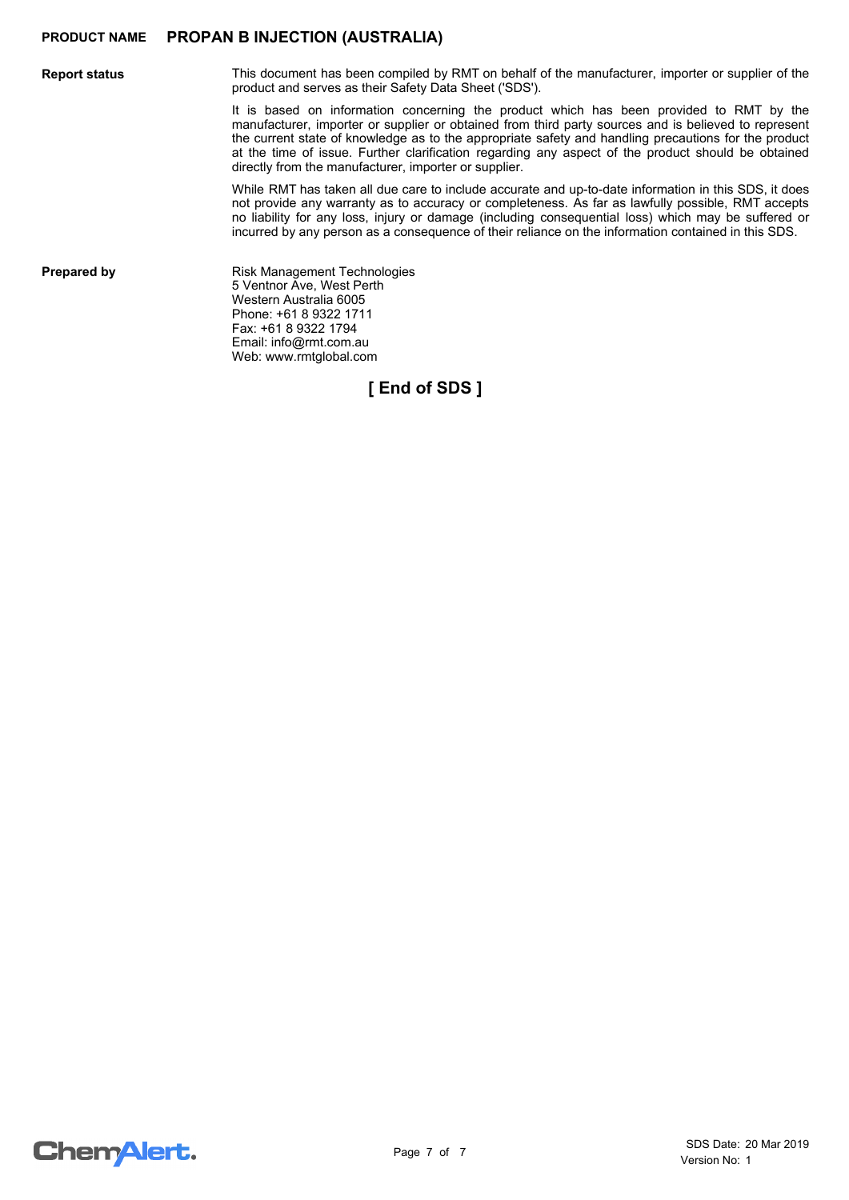**Report status**

This document has been compiled by RMT on behalf of the manufacturer, importer or supplier of the product and serves as their Safety Data Sheet ('SDS').

It is based on information concerning the product which has been provided to RMT by the manufacturer, importer or supplier or obtained from third party sources and is believed to represent the current state of knowledge as to the appropriate safety and handling precautions for the product at the time of issue. Further clarification regarding any aspect of the product should be obtained directly from the manufacturer, importer or supplier.

While RMT has taken all due care to include accurate and up-to-date information in this SDS, it does not provide any warranty as to accuracy or completeness. As far as lawfully possible, RMT accepts no liability for any loss, injury or damage (including consequential loss) which may be suffered or incurred by any person as a consequence of their reliance on the information contained in this SDS.

**Prepared by**

Risk Management Technologies
5 Ventnor Ave, West Perth
Western Australia 6005
Phone: +61 8 9322 1711
Fax: +61 8 9322 1794
Email: info@rmt.com.au
Web: www.rmtglobal.com

**[ End of SDS ]**